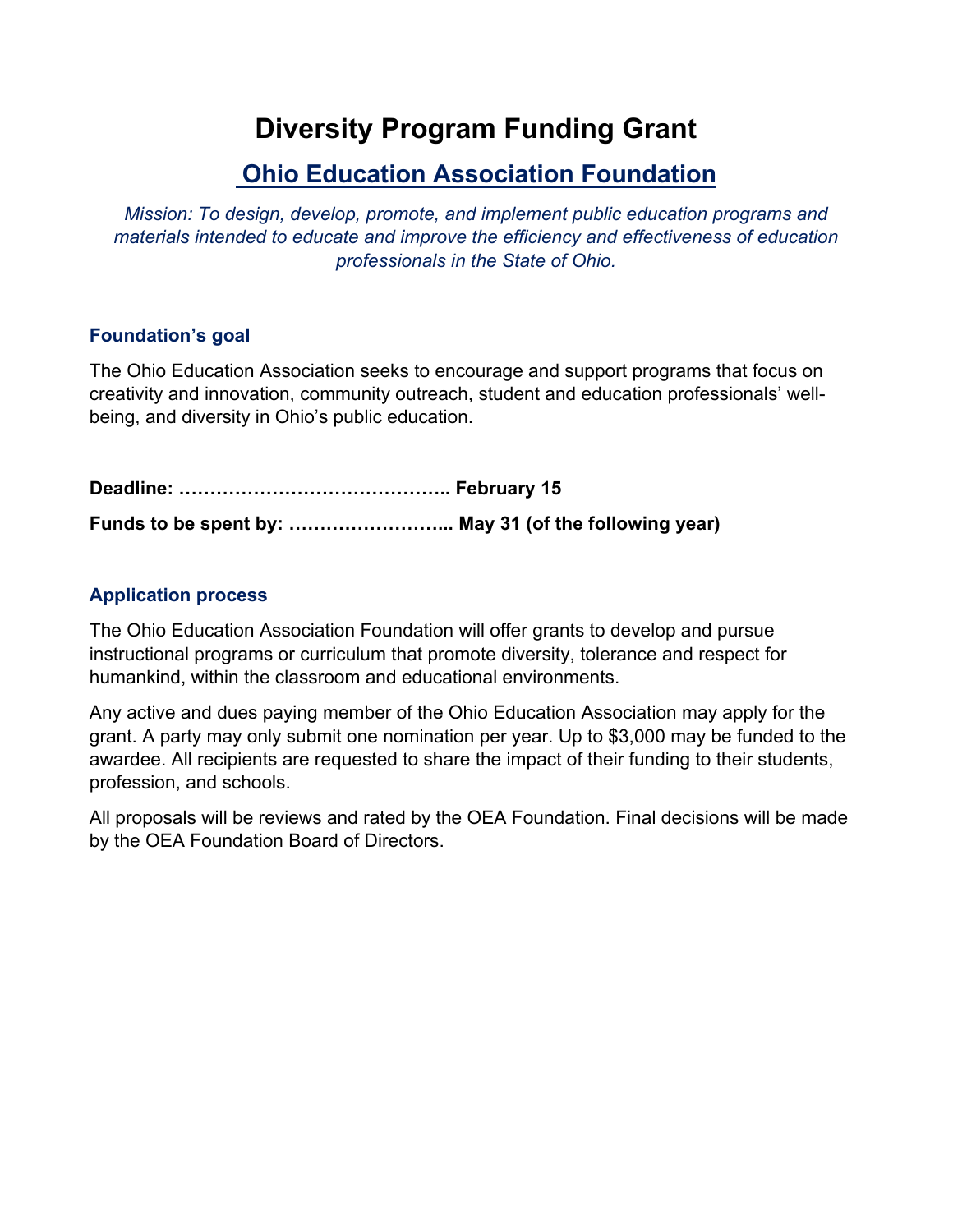# Diversity Program Funding Grant

## Ohio Education Association Foundation

*Mission: To design, develop, promote, and implement public education programs and materials intended to educate and improve the efficiency and effectiveness of education professionals in the State of Ohio.*

### Foundation's goal

The Ohio Education Association seeks to encourage and support programs that focus on creativity and innovation, community outreach, student and education professionals' well-being, and diversity in Ohio's public education.

**Deadline: …………………………………….. February 15**

**Funds to be spent by: …………………….... May 31 (of the following year)**

### Application process

The Ohio Education Association Foundation will offer grants to develop and pursue instructional programs or curriculum that promote diversity, tolerance and respect for humankind, within the classroom and educational environments.

Any active and dues paying member of the Ohio Education Association may apply for the grant. A party may only submit one nomination per year. Up to $3,000 may be funded to the awardee. All recipients are requested to share the impact of their funding to their students, profession, and schools.

All proposals will be reviews and rated by the OEA Foundation. Final decisions will be made by the OEA Foundation Board of Directors.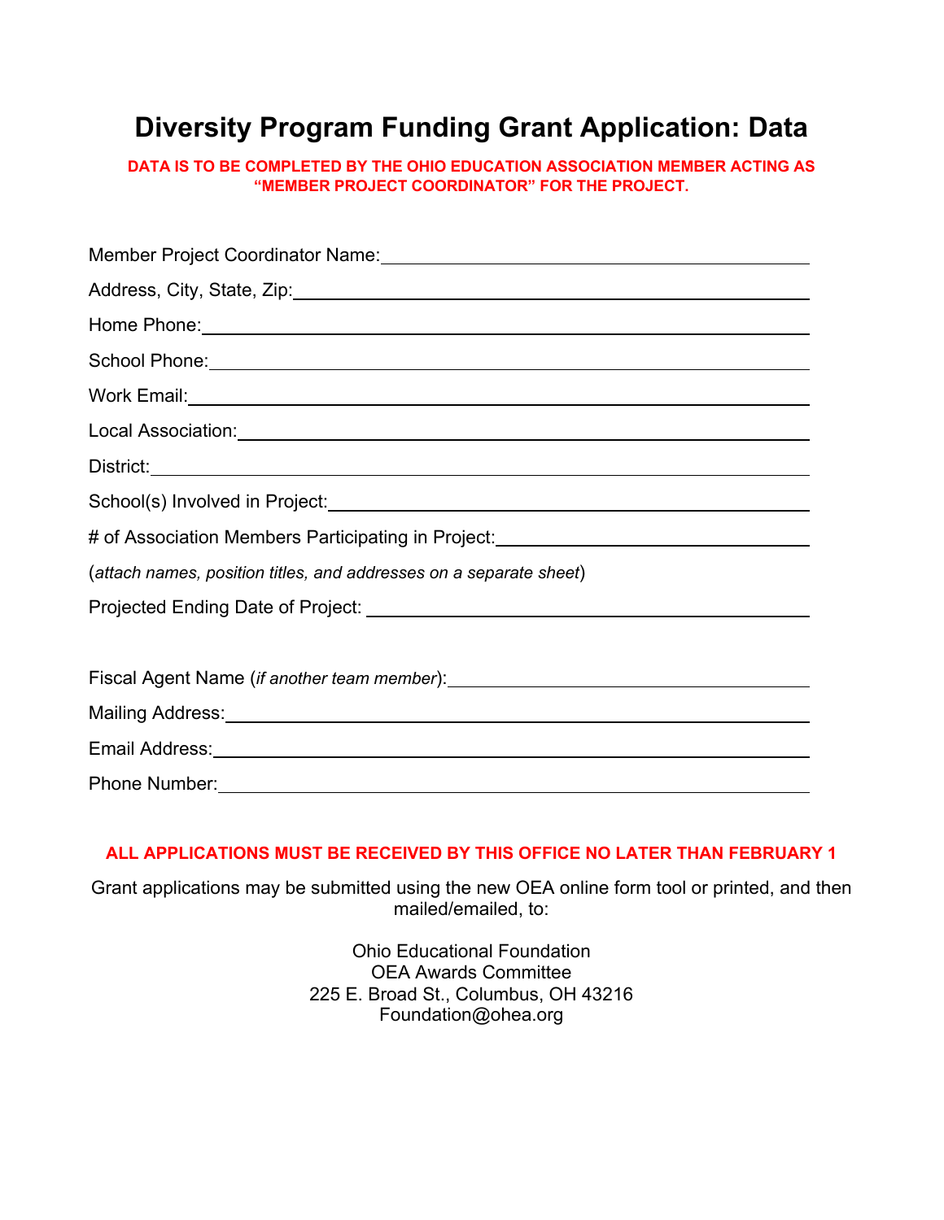# Diversity Program Funding Grant Application: Data

**DATA IS TO BE COMPLETED BY THE OHIO EDUCATION ASSOCIATION MEMBER ACTING AS "MEMBER PROJECT COORDINATOR" FOR THE PROJECT.**

Member Project Coordinator Name: ______________________________

Address, City, State, Zip: ______________________________

Home Phone: ______________________________

School Phone: ______________________________

Work Email: ______________________________

Local Association: ______________________________

District: ______________________________

School(s) Involved in Project: ______________________________

# of Association Members Participating in Project: ______________________________

(*attach names, position titles, and addresses on a separate sheet*)

Projected Ending Date of Project: ______________________________

Fiscal Agent Name (*if another team member*): ______________________________

Mailing Address: ______________________________

Email Address: ______________________________

Phone Number: ______________________________

**ALL APPLICATIONS MUST BE RECEIVED BY THIS OFFICE NO LATER THAN FEBRUARY 1**

Grant applications may be submitted using the new OEA online form tool or printed, and then mailed/emailed, to:

Ohio Educational Foundation
OEA Awards Committee
225 E. Broad St., Columbus, OH 43216
Foundation@ohea.org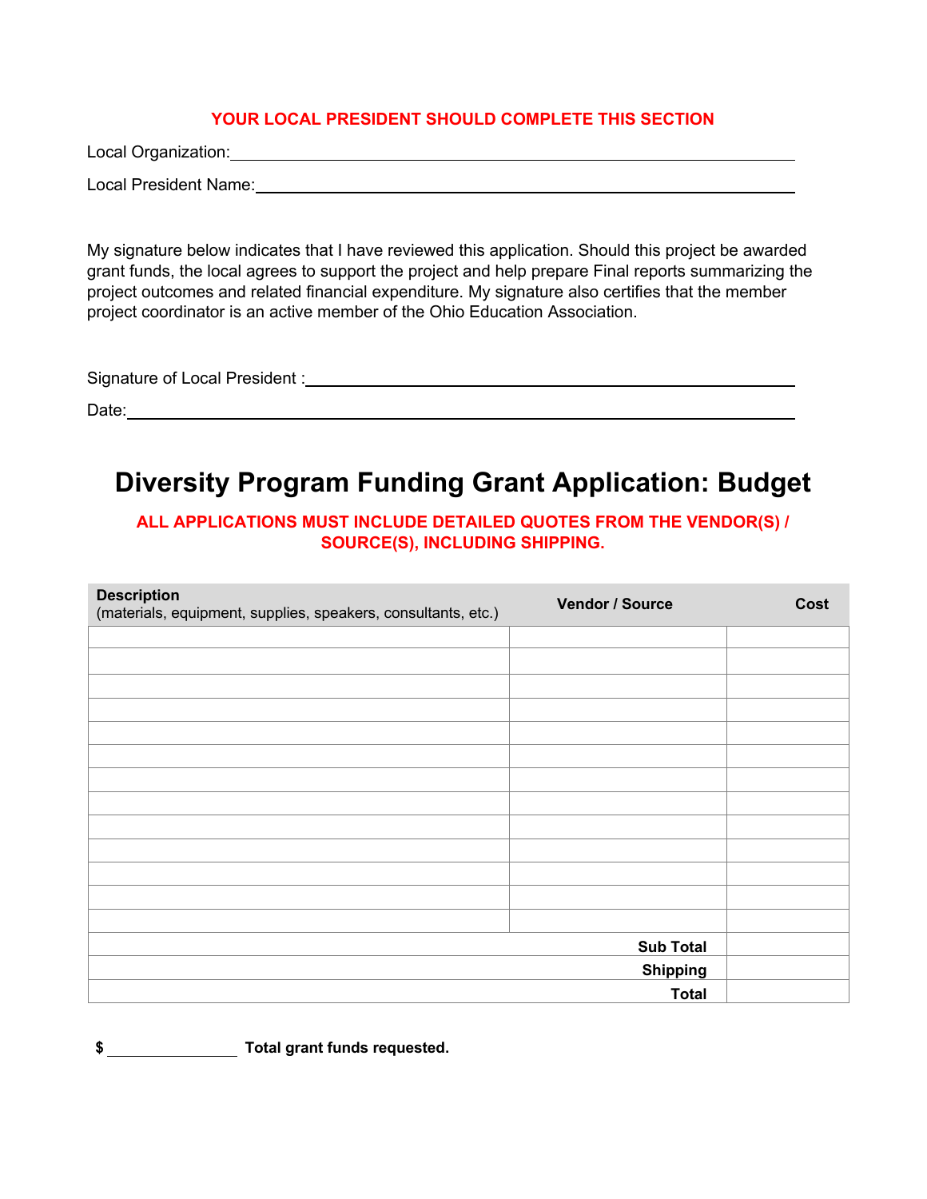**YOUR LOCAL PRESIDENT SHOULD COMPLETE THIS SECTION**

Local Organization:\_\_\_\_\_\_\_\_\_\_\_\_\_\_\_\_\_\_\_\_\_\_\_\_\_\_\_\_\_\_\_\_\_\_\_\_\_\_\_\_\_\_\_\_\_\_\_\_\_\_\_\_\_\_\_\_

Local President Name:\_\_\_\_\_\_\_\_\_\_\_\_\_\_\_\_\_\_\_\_\_\_\_\_\_\_\_\_\_\_\_\_\_\_\_\_\_\_\_\_\_\_\_\_\_\_\_\_\_\_\_\_\_\_

My signature below indicates that I have reviewed this application. Should this project be awarded grant funds, the local agrees to support the project and help prepare Final reports summarizing the project outcomes and related financial expenditure. My signature also certifies that the member project coordinator is an active member of the Ohio Education Association.

Signature of Local President :\_\_\_\_\_\_\_\_\_\_\_\_\_\_\_\_\_\_\_\_\_\_\_\_\_\_\_\_\_\_\_\_\_\_\_\_\_\_\_\_\_\_\_\_\_\_\_\_\_\_

Date:\_\_\_\_\_\_\_\_\_\_\_\_\_\_\_\_\_\_\_\_\_\_\_\_\_\_\_\_\_\_\_\_\_\_\_\_\_\_\_\_\_\_\_\_\_\_\_\_\_\_\_\_\_\_\_\_\_\_\_\_\_\_\_\_\_\_

# Diversity Program Funding Grant Application: Budget

**ALL APPLICATIONS MUST INCLUDE DETAILED QUOTES FROM THE VENDOR(S) / SOURCE(S), INCLUDING SHIPPING.**

| **Description** (materials, equipment, supplies, speakers, consultants, etc.) | **Vendor / Source** | **Cost** |
|---|---|---|
| | | |
| | | |
| | | |
| | | |
| | | |
| | | |
| | | |
| | | |
| | | |
| | | |
| | | |
| | | |
| | | |
| | **Sub Total** | |
| | **Shipping** | |
| | **Total** | |

**$** \_\_\_\_\_\_\_\_\_\_\_\_\_\_\_\_ **Total grant funds requested.**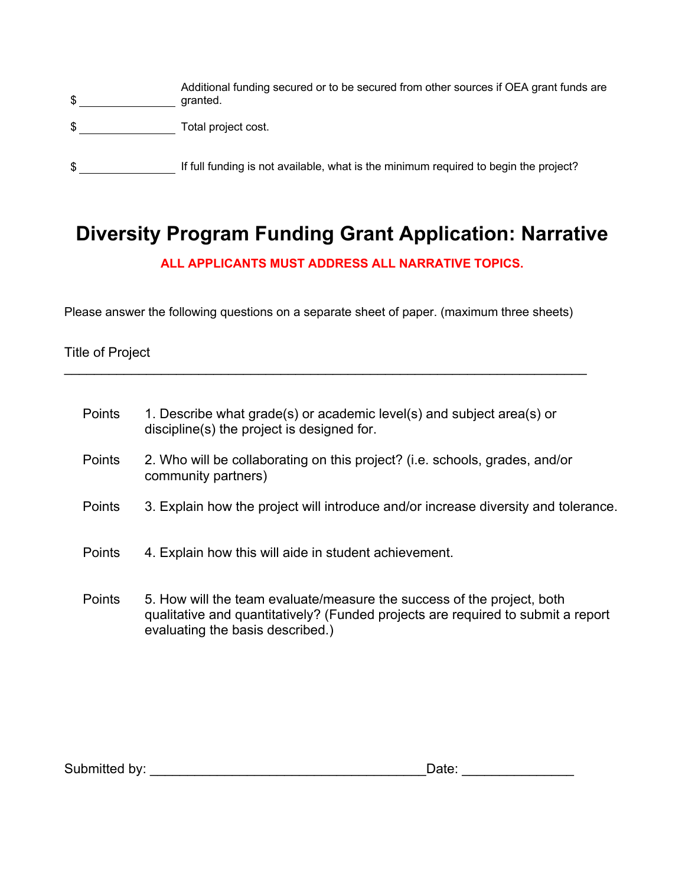$ ________________ Additional funding secured or to be secured from other sources if OEA grant funds are granted.

$ ________________ Total project cost.

$ ________________ If full funding is not available, what is the minimum required to begin the project?

# Diversity Program Funding Grant Application: Narrative

**ALL APPLICANTS MUST ADDRESS ALL NARRATIVE TOPICS.**

Please answer the following questions on a separate sheet of paper. (maximum three sheets)

Title of Project

_____________________________________________________________________

Points 1. Describe what grade(s) or academic level(s) and subject area(s) or discipline(s) the project is designed for.

Points 2. Who will be collaborating on this project? (i.e. schools, grades, and/or community partners)

Points 3. Explain how the project will introduce and/or increase diversity and tolerance.

Points 4. Explain how this will aide in student achievement.

Points 5. How will the team evaluate/measure the success of the project, both qualitative and quantitatively? (Funded projects are required to submit a report evaluating the basis described.)

Submitted by: ____________________________________Date: _______________